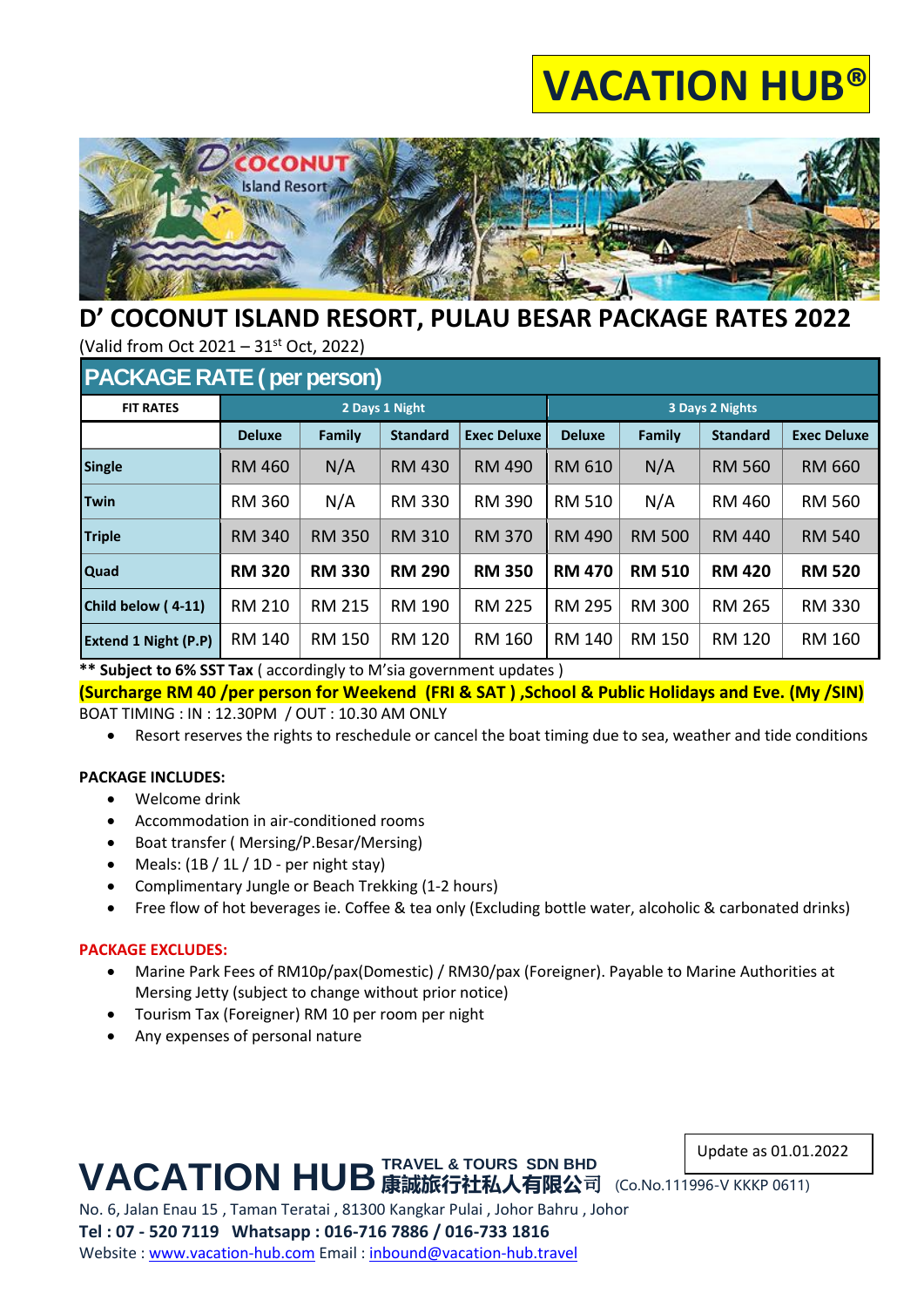# VACATION HUB®

## D' COCONUT ISLAND RESORT, PULAU BESAR PACKAGE RATES 2022

(Valid from Oct 2021 – 31st Oct, 2022)

### PACKAGE RATE ( per person)

| FIT RATES | 2 Days 1 Night | | | | 3 Days 2 Nights | | | |
|---|---|---|---|---|---|---|---|---|
| | Deluxe | Family | Standard | Exec Deluxe | Deluxe | Family | Standard | Exec Deluxe |
| **Single** | RM 460 | N/A | RM 430 | RM 490 | RM 610 | N/A | RM 560 | RM 660 |
| **Twin** | RM 360 | N/A | RM 330 | RM 390 | RM 510 | N/A | RM 460 | RM 560 |
| **Triple** | RM 340 | RM 350 | RM 310 | RM 370 | RM 490 | RM 500 | RM 440 | RM 540 |
| **Quad** | **RM 320** | **RM 330** | **RM 290** | **RM 350** | **RM 470** | **RM 510** | **RM 420** | **RM 520** |
| **Child below ( 4-11)** | RM 210 | RM 215 | RM 190 | RM 225 | RM 295 | RM 300 | RM 265 | RM 330 |
| **Extend 1 Night (P.P)** | RM 140 | RM 150 | RM 120 | RM 160 | RM 140 | RM 150 | RM 120 | RM 160 |

**** Subject to 6% SST Tax** ( accordingly to M'sia government updates )

**(Surcharge RM 40 /per person for Weekend (FRI & SAT ) ,School & Public Holidays and Eve. (My /SIN)**

BOAT TIMING : IN : 12.30PM / OUT : 10.30 AM ONLY

- Resort reserves the rights to reschedule or cancel the boat timing due to sea, weather and tide conditions

**PACKAGE INCLUDES:**

- Welcome drink
- Accommodation in air-conditioned rooms
- Boat transfer ( Mersing/P.Besar/Mersing)
- Meals: (1B / 1L / 1D - per night stay)
- Complimentary Jungle or Beach Trekking (1-2 hours)
- Free flow of hot beverages ie. Coffee & tea only (Excluding bottle water, alcoholic & carbonated drinks)

**PACKAGE EXCLUDES:**

- Marine Park Fees of RM10p/pax(Domestic) / RM30/pax (Foreigner). Payable to Marine Authorities at Mersing Jetty (subject to change without prior notice)
- Tourism Tax (Foreigner) RM 10 per room per night
- Any expenses of personal nature

Update as 01.01.2022

**VACATION HUB** TRAVEL & TOURS SDN BHD 康誠旅行社私人有限公司 (Co.No.111996-V KKKP 0611)

No. 6, Jalan Enau 15 , Taman Teratai , 81300 Kangkar Pulai , Johor Bahru , Johor

**Tel : 07 - 520 7119 Whatsapp : 016-716 7886 / 016-733 1816**

Website : www.vacation-hub.com Email : inbound@vacation-hub.travel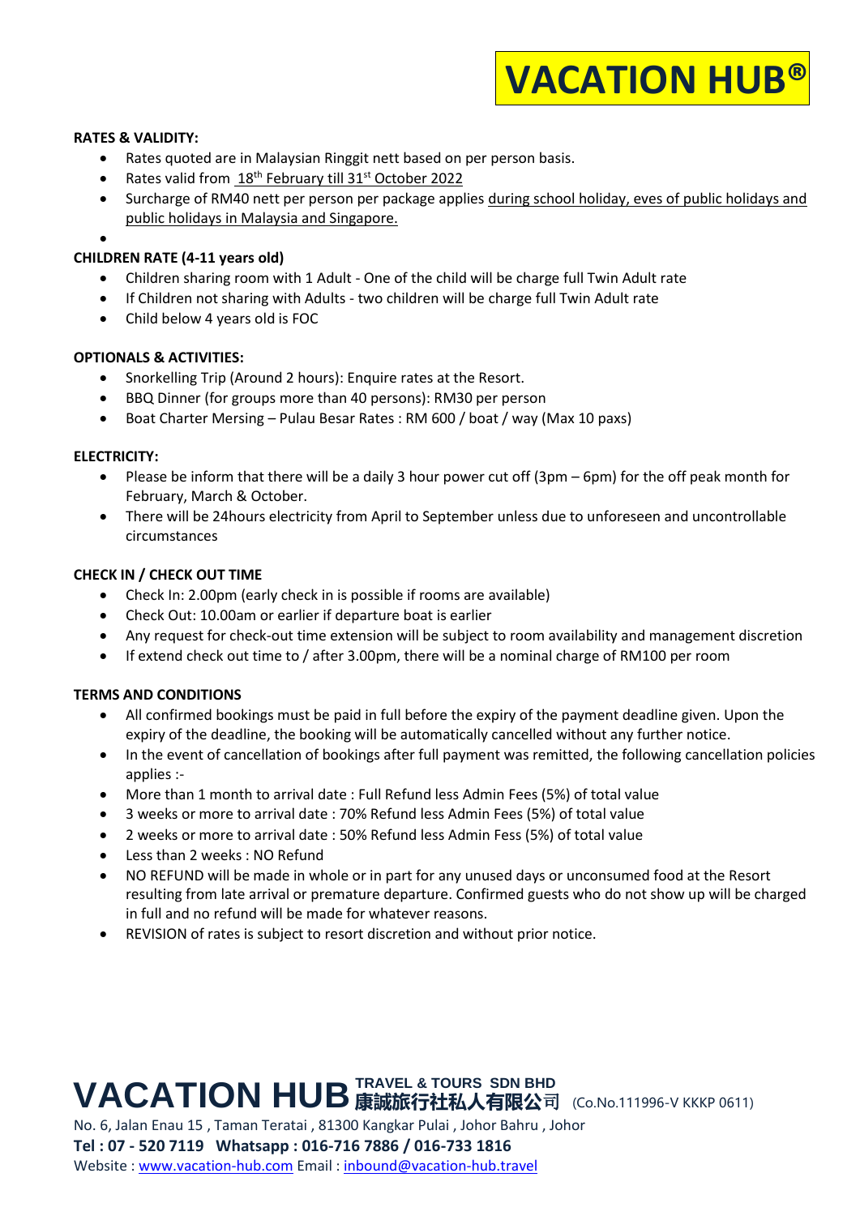# VACATION HUB®

**RATES & VALIDITY:**

- Rates quoted are in Malaysian Ringgit nett based on per person basis.
- Rates valid from 18th February till 31st October 2022
- Surcharge of RM40 nett per person per package applies during school holiday, eves of public holidays and public holidays in Malaysia and Singapore.
-

**CHILDREN RATE (4-11 years old)**

- Children sharing room with 1 Adult - One of the child will be charge full Twin Adult rate
- If Children not sharing with Adults - two children will be charge full Twin Adult rate
- Child below 4 years old is FOC

**OPTIONALS & ACTIVITIES:**

- Snorkelling Trip (Around 2 hours): Enquire rates at the Resort.
- BBQ Dinner (for groups more than 40 persons): RM30 per person
- Boat Charter Mersing – Pulau Besar Rates : RM 600 / boat / way (Max 10 paxs)

**ELECTRICITY:**

- Please be inform that there will be a daily 3 hour power cut off (3pm – 6pm) for the off peak month for February, March & October.
- There will be 24hours electricity from April to September unless due to unforeseen and uncontrollable circumstances

**CHECK IN / CHECK OUT TIME**

- Check In: 2.00pm (early check in is possible if rooms are available)
- Check Out: 10.00am or earlier if departure boat is earlier
- Any request for check-out time extension will be subject to room availability and management discretion
- If extend check out time to / after 3.00pm, there will be a nominal charge of RM100 per room

**TERMS AND CONDITIONS**

- All confirmed bookings must be paid in full before the expiry of the payment deadline given. Upon the expiry of the deadline, the booking will be automatically cancelled without any further notice.
- In the event of cancellation of bookings after full payment was remitted, the following cancellation policies applies :-
- More than 1 month to arrival date : Full Refund less Admin Fees (5%) of total value
- 3 weeks or more to arrival date : 70% Refund less Admin Fees (5%) of total value
- 2 weeks or more to arrival date : 50% Refund less Admin Fess (5%) of total value
- Less than 2 weeks : NO Refund
- NO REFUND will be made in whole or in part for any unused days or unconsumed food at the Resort resulting from late arrival or premature departure. Confirmed guests who do not show up will be charged in full and no refund will be made for whatever reasons.
- REVISION of rates is subject to resort discretion and without prior notice.

**VACATION HUB TRAVEL & TOURS SDN BHD 康誠旅行社私人有限公司** (Co.No.111996-V KKKP 0611)
No. 6, Jalan Enau 15 , Taman Teratai , 81300 Kangkar Pulai , Johor Bahru , Johor
**Tel : 07 - 520 7119 Whatsapp : 016-716 7886 / 016-733 1816**
Website : www.vacation-hub.com Email : inbound@vacation-hub.travel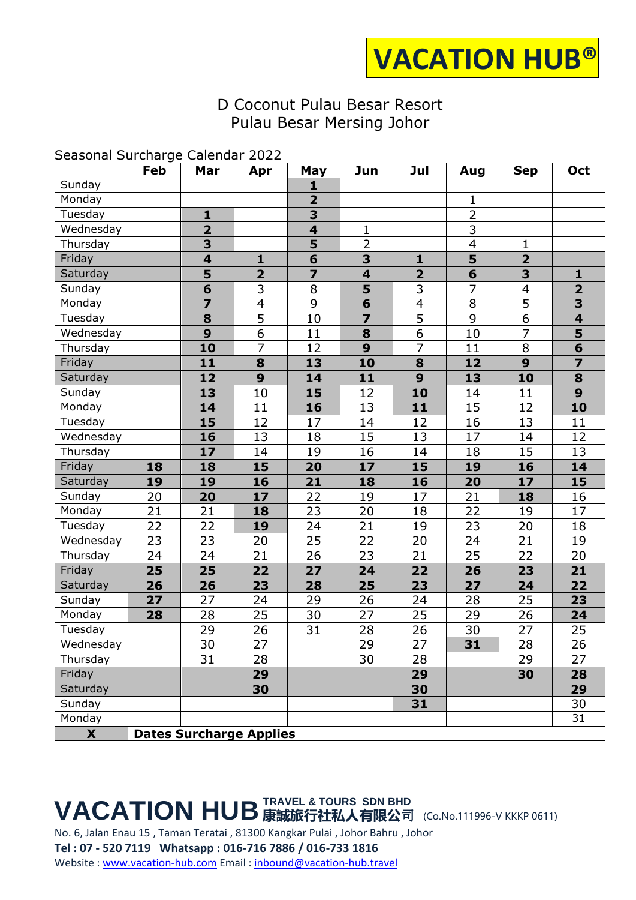**VACATION HUB®**

D Coconut Pulau Besar Resort
Pulau Besar Mersing Johor

Seasonal Surcharge Calendar 2022

| | Feb | Mar | Apr | May | Jun | Jul | Aug | Sep | Oct |
|---|---|---|---|---|---|---|---|---|---|
| Sunday | | | | **1** | | | | | |
| Monday | | | | **2** | | | 1 | | |
| Tuesday | | **1** | | **3** | | | 2 | | |
| Wednesday | | **2** | | **4** | 1 | | 3 | | |
| Thursday | | **3** | | **5** | 2 | | 4 | 1 | |
| Friday | | **4** | **1** | **6** | **3** | **1** | **5** | **2** | |
| Saturday | | **5** | **2** | **7** | **4** | **2** | **6** | **3** | **1** |
| Sunday | | **6** | 3 | 8 | **5** | 3 | 7 | 4 | **2** |
| Monday | | **7** | 4 | 9 | **6** | 4 | 8 | 5 | **3** |
| Tuesday | | **8** | 5 | 10 | **7** | 5 | 9 | 6 | **4** |
| Wednesday | | **9** | 6 | 11 | **8** | 6 | 10 | 7 | **5** |
| Thursday | | **10** | 7 | 12 | **9** | 7 | 11 | 8 | **6** |
| Friday | | **11** | **8** | **13** | **10** | **8** | **12** | **9** | **7** |
| Saturday | | **12** | **9** | **14** | **11** | **9** | **13** | **10** | **8** |
| Sunday | | **13** | 10 | **15** | 12 | **10** | 14 | 11 | **9** |
| Monday | | **14** | 11 | **16** | 13 | **11** | 15 | 12 | **10** |
| Tuesday | | **15** | 12 | 17 | 14 | 12 | 16 | 13 | 11 |
| Wednesday | | **16** | 13 | 18 | 15 | 13 | 17 | 14 | 12 |
| Thursday | | **17** | 14 | 19 | 16 | 14 | 18 | 15 | 13 |
| Friday | **18** | **18** | **15** | **20** | **17** | **15** | **19** | **16** | **14** |
| Saturday | **19** | **19** | **16** | **21** | **18** | **16** | **20** | **17** | **15** |
| Sunday | 20 | **20** | **17** | 22 | 19 | 17 | 21 | **18** | 16 |
| Monday | 21 | 21 | **18** | 23 | 20 | 18 | 22 | 19 | 17 |
| Tuesday | 22 | 22 | **19** | 24 | 21 | 19 | 23 | 20 | 18 |
| Wednesday | 23 | 23 | 20 | 25 | 22 | 20 | 24 | 21 | 19 |
| Thursday | 24 | 24 | 21 | 26 | 23 | 21 | 25 | 22 | 20 |
| Friday | **25** | **25** | **22** | **27** | **24** | **22** | **26** | **23** | **21** |
| Saturday | **26** | **26** | **23** | **28** | **25** | **23** | **27** | **24** | **22** |
| Sunday | **27** | 27 | 24 | 29 | 26 | 24 | 28 | 25 | **23** |
| Monday | **28** | 28 | 25 | 30 | 27 | 25 | 29 | 26 | **24** |
| Tuesday | | 29 | 26 | 31 | 28 | 26 | 30 | 27 | 25 |
| Wednesday | | 30 | 27 | | 29 | 27 | **31** | 28 | 26 |
| Thursday | | 31 | 28 | | 30 | 28 | | 29 | 27 |
| Friday | | | **29** | | | **29** | | **30** | **28** |
| Saturday | | | **30** | | | **30** | | | **29** |
| Sunday | | | | | | **31** | | | 30 |
| Monday | | | | | | | | | 31 |
| **X** | **Dates Surcharge Applies** | | | | | | | | |

**VACATION HUB** TRAVEL & TOURS SDN BHD 康誠旅行社私人有限公司 (Co.No.111996-V KKKP 0611)

No. 6, Jalan Enau 15 , Taman Teratai , 81300 Kangkar Pulai , Johor Bahru , Johor

**Tel : 07 - 520 7119 Whatsapp : 016-716 7886 / 016-733 1816**

Website : www.vacation-hub.com Email : inbound@vacation-hub.travel